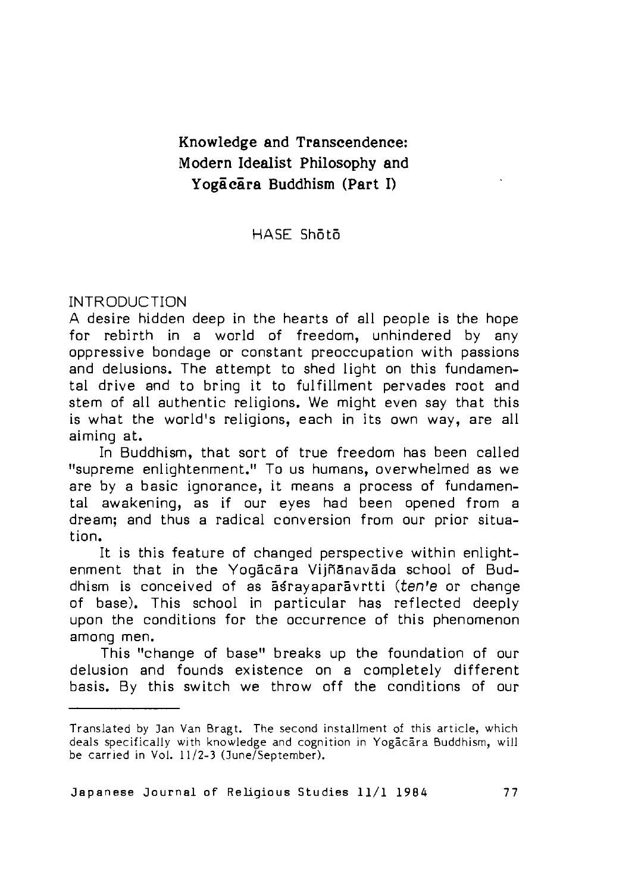# Knowledge and Transcendence: Modern Idealist Philosophy and Yogācāra Buddhism (Part I)

HASE Shōtō

## INTRODUCTION

A desire hidden deep in the hearts of all people is the hope for rebirth in a world of freedom, unhindered by any oppressive bondage or constant preoccupation with passions and delusions. The attempt to shed light on this fundamental drive and to bring it to fulfillment pervades root and stem of all authentic religions. We might even say that this is what the world's religions, each in its own way, are all aiming at.

In Buddhism, that sort of true freedom has been called "supreme enlightenment." To us humans, overwhelmed as we are by a basic ignorance, it means a process of fundamental awakening, as if our eyes had been opened from a dream; and thus a radical conversion from our prior situation.

It is this feature of changed perspective within enlightenment that in the Yogācāra Vijñānavāda school of Buddhism is conceived of as āśrayaparāvṛtti (*ten'e* or change of base). This school in particular has reflected deeply upon the conditions for the occurrence of this phenomenon among men.

This "change of base" breaks up the foundation of our delusion and founds existence on a completely different basis. By this switch we throw off the conditions of our

---

Translated by Jan Van Bragt. The second installment of this article, which deals specifically with knowledge and cognition in Yogācāra Buddhism, will be carried in Vol. 11/2-3 (June/September).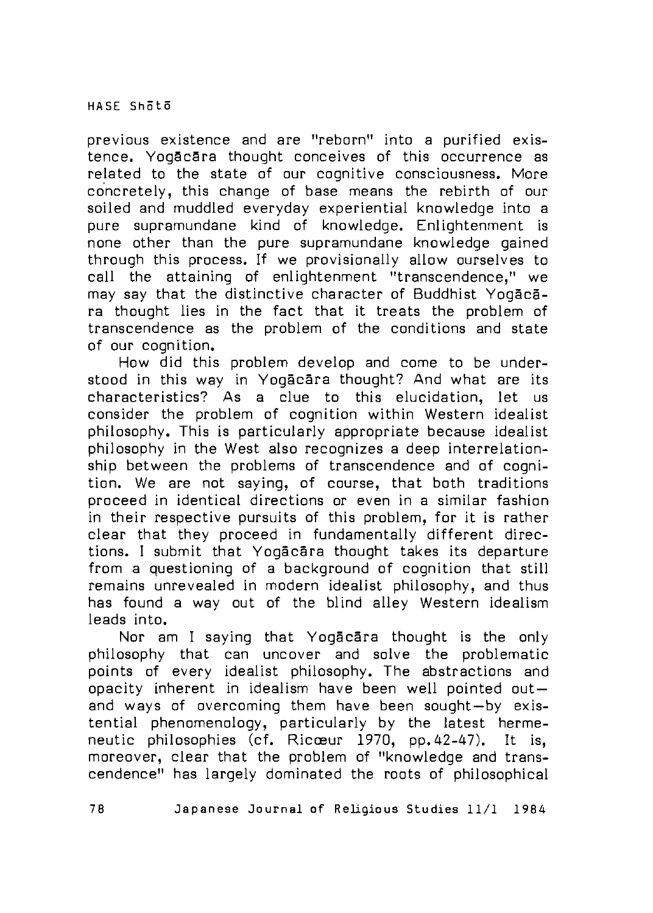previous existence and are "reborn" into a purified existence. Yogācāra thought conceives of this occurrence as related to the state of our cognitive consciousness. More concretely, this change of base means the rebirth of our soiled and muddled everyday experiential knowledge into a pure supramundane kind of knowledge. Enlightenment is none other than the pure supramundane knowledge gained through this process. If we provisionally allow ourselves to call the attaining of enlightenment "transcendence," we may say that the distinctive character of Buddhist Yogācāra thought lies in the fact that it treats the problem of transcendence as the problem of the conditions and state of our cognition.

How did this problem develop and come to be understood in this way in Yogācāra thought? And what are its characteristics? As a clue to this elucidation, let us consider the problem of cognition within Western idealist philosophy. This is particularly appropriate because idealist philosophy in the West also recognizes a deep interrelationship between the problems of transcendence and of cognition. We are not saying, of course, that both traditions proceed in identical directions or even in a similar fashion in their respective pursuits of this problem, for it is rather clear that they proceed in fundamentally different directions. I submit that Yogācāra thought takes its departure from a questioning of a background of cognition that still remains unrevealed in modern idealist philosophy, and thus has found a way out of the blind alley Western idealism leads into.

Nor am I saying that Yogācāra thought is the only philosophy that can uncover and solve the problematic points of every idealist philosophy. The abstractions and opacity inherent in idealism have been well pointed out—and ways of overcoming them have been sought—by existential phenomenology, particularly by the latest hermeneutic philosophies (cf. Ricœur 1970, pp.42-47). It is, moreover, clear that the problem of "knowledge and transcendence" has largely dominated the roots of philosophical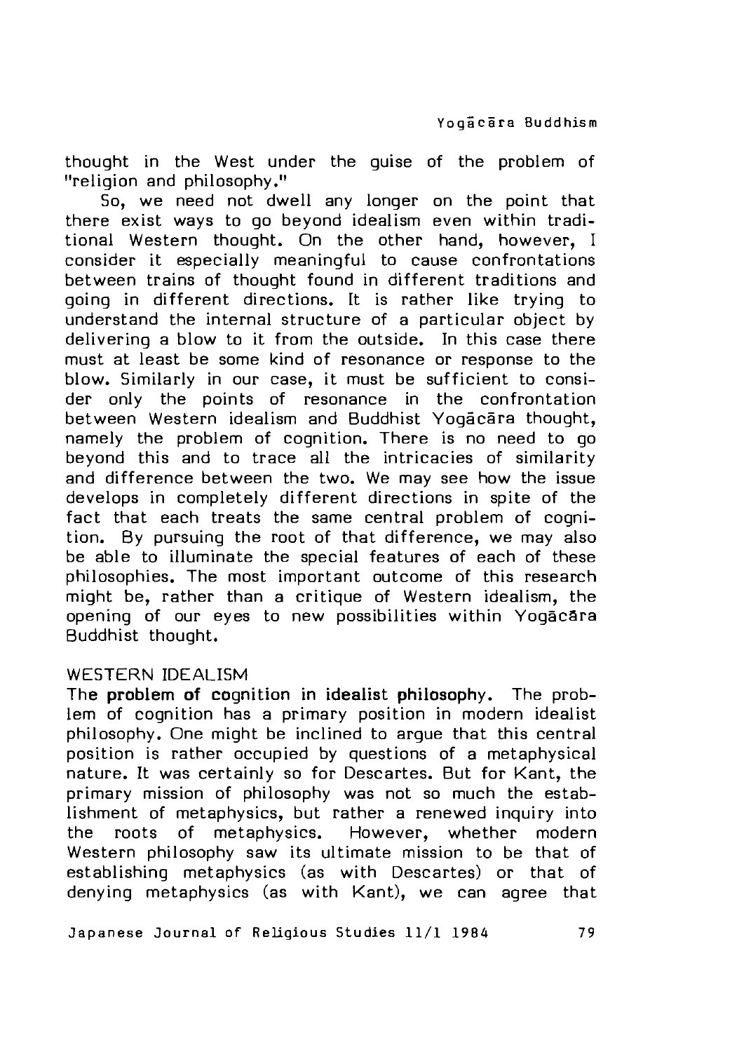thought in the West under the guise of the problem of "religion and philosophy."

So, we need not dwell any longer on the point that there exist ways to go beyond idealism even within traditional Western thought. On the other hand, however, I consider it especially meaningful to cause confrontations between trains of thought found in different traditions and going in different directions. It is rather like trying to understand the internal structure of a particular object by delivering a blow to it from the outside. In this case there must at least be some kind of resonance or response to the blow. Similarly in our case, it must be sufficient to consider only the points of resonance in the confrontation between Western idealism and Buddhist Yogācāra thought, namely the problem of cognition. There is no need to go beyond this and to trace all the intricacies of similarity and difference between the two. We may see how the issue develops in completely different directions in spite of the fact that each treats the same central problem of cognition. By pursuing the root of that difference, we may also be able to illuminate the special features of each of these philosophies. The most important outcome of this research might be, rather than a critique of Western idealism, the opening of our eyes to new possibilities within Yogācāra Buddhist thought.

## WESTERN IDEALISM

**The problem of cognition in idealist philosophy.** The problem of cognition has a primary position in modern idealist philosophy. One might be inclined to argue that this central position is rather occupied by questions of a metaphysical nature. It was certainly so for Descartes. But for Kant, the primary mission of philosophy was not so much the establishment of metaphysics, but rather a renewed inquiry into the roots of metaphysics. However, whether modern Western philosophy saw its ultimate mission to be that of establishing metaphysics (as with Descartes) or that of denying metaphysics (as with Kant), we can agree that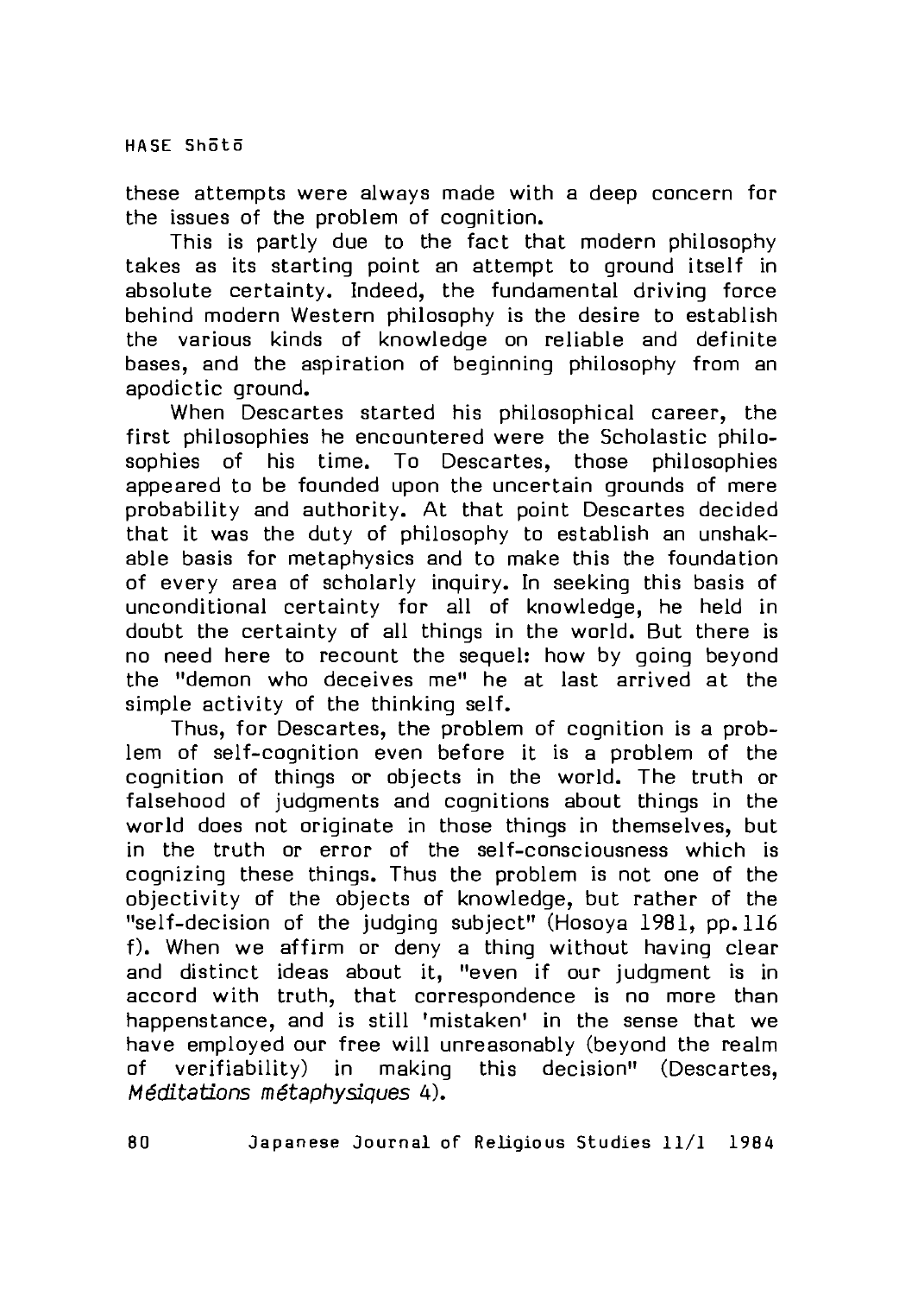these attempts were always made with a deep concern for the issues of the problem of cognition.

This is partly due to the fact that modern philosophy takes as its starting point an attempt to ground itself in absolute certainty. Indeed, the fundamental driving force behind modern Western philosophy is the desire to establish the various kinds of knowledge on reliable and definite bases, and the aspiration of beginning philosophy from an apodictic ground.

When Descartes started his philosophical career, the first philosophies he encountered were the Scholastic philosophies of his time. To Descartes, those philosophies appeared to be founded upon the uncertain grounds of mere probability and authority. At that point Descartes decided that it was the duty of philosophy to establish an unshakable basis for metaphysics and to make this the foundation of every area of scholarly inquiry. In seeking this basis of unconditional certainty for all of knowledge, he held in doubt the certainty of all things in the world. But there is no need here to recount the sequel: how by going beyond the "demon who deceives me" he at last arrived at the simple activity of the thinking self.

Thus, for Descartes, the problem of cognition is a problem of self-cognition even before it is a problem of the cognition of things or objects in the world. The truth or falsehood of judgments and cognitions about things in the world does not originate in those things in themselves, but in the truth or error of the self-consciousness which is cognizing these things. Thus the problem is not one of the objectivity of the objects of knowledge, but rather of the "self-decision of the judging subject" (Hosoya 1981, pp.116 f). When we affirm or deny a thing without having clear and distinct ideas about it, "even if our judgment is in accord with truth, that correspondence is no more than happenstance, and is still 'mistaken' in the sense that we have employed our free will unreasonably (beyond the realm of verifiability) in making this decision" (Descartes, *Méditations métaphysiques* 4).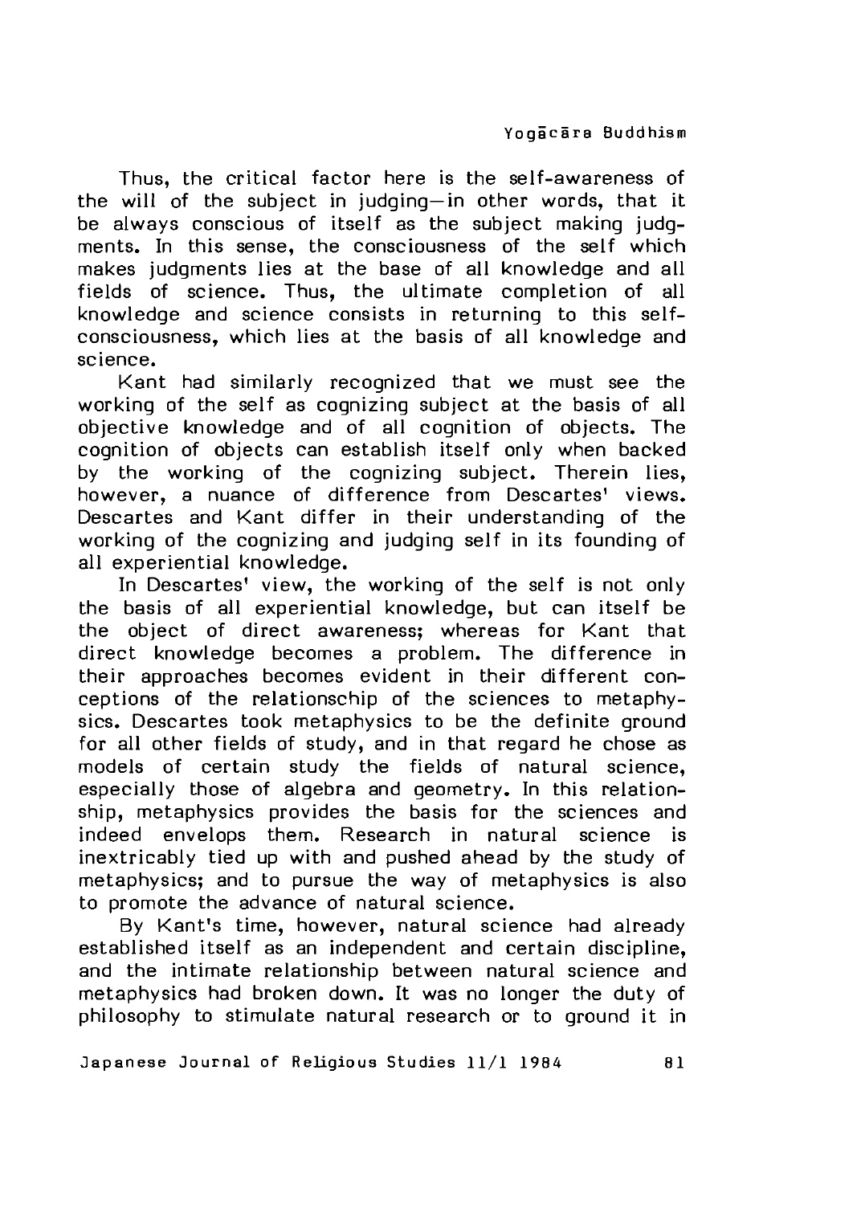Thus, the critical factor here is the self-awareness of the will of the subject in judging—in other words, that it be always conscious of itself as the subject making judgments. In this sense, the consciousness of the self which makes judgments lies at the base of all knowledge and all fields of science. Thus, the ultimate completion of all knowledge and science consists in returning to this self-consciousness, which lies at the basis of all knowledge and science.

Kant had similarly recognized that we must see the working of the self as cognizing subject at the basis of all objective knowledge and of all cognition of objects. The cognition of objects can establish itself only when backed by the working of the cognizing subject. Therein lies, however, a nuance of difference from Descartes' views. Descartes and Kant differ in their understanding of the working of the cognizing and judging self in its founding of all experiential knowledge.

In Descartes' view, the working of the self is not only the basis of all experiential knowledge, but can itself be the object of direct awareness; whereas for Kant that direct knowledge becomes a problem. The difference in their approaches becomes evident in their different conceptions of the relationschip of the sciences to metaphysics. Descartes took metaphysics to be the definite ground for all other fields of study, and in that regard he chose as models of certain study the fields of natural science, especially those of algebra and geometry. In this relationship, metaphysics provides the basis for the sciences and indeed envelops them. Research in natural science is inextricably tied up with and pushed ahead by the study of metaphysics; and to pursue the way of metaphysics is also to promote the advance of natural science.

By Kant's time, however, natural science had already established itself as an independent and certain discipline, and the intimate relationship between natural science and metaphysics had broken down. It was no longer the duty of philosophy to stimulate natural research or to ground it in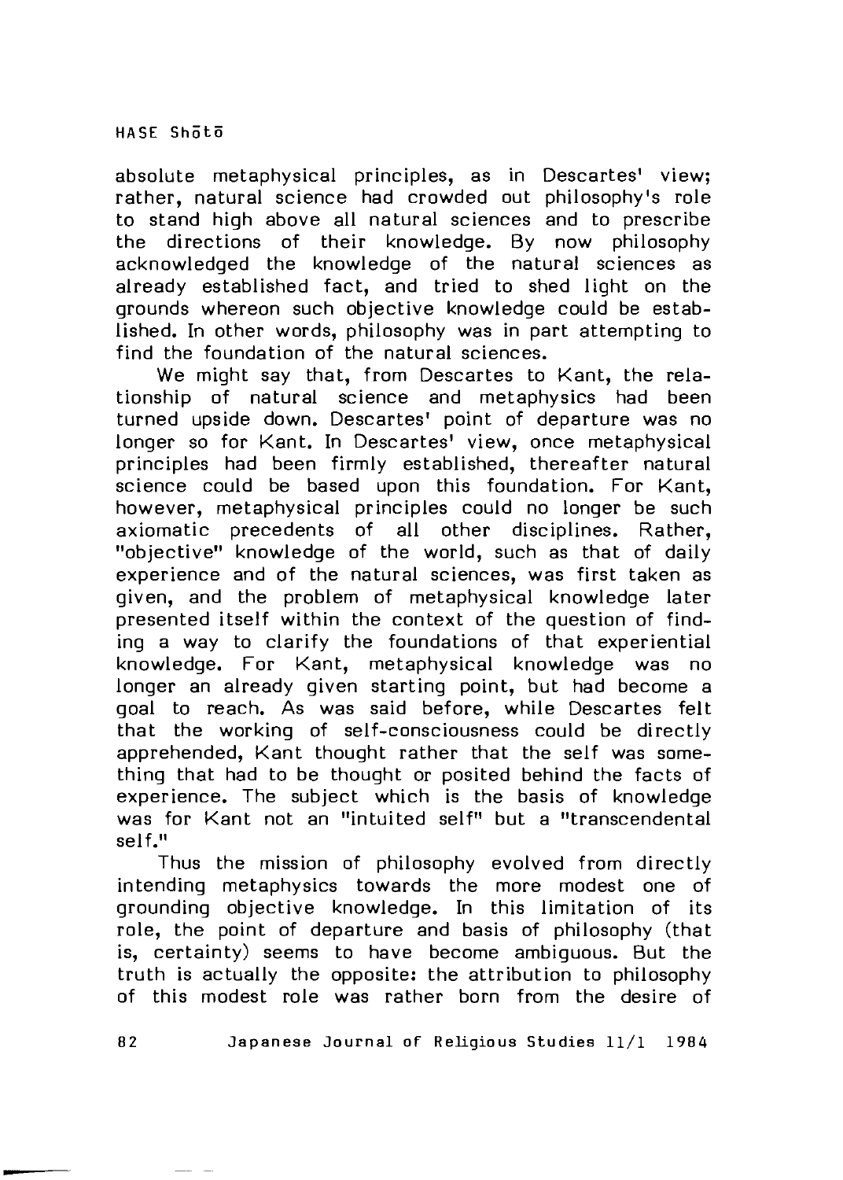absolute metaphysical principles, as in Descartes' view; rather, natural science had crowded out philosophy's role to stand high above all natural sciences and to prescribe the directions of their knowledge. By now philosophy acknowledged the knowledge of the natural sciences as already established fact, and tried to shed light on the grounds whereon such objective knowledge could be established. In other words, philosophy was in part attempting to find the foundation of the natural sciences.

We might say that, from Descartes to Kant, the relationship of natural science and metaphysics had been turned upside down. Descartes' point of departure was no longer so for Kant. In Descartes' view, once metaphysical principles had been firmly established, thereafter natural science could be based upon this foundation. For Kant, however, metaphysical principles could no longer be such axiomatic precedents of all other disciplines. Rather, "objective" knowledge of the world, such as that of daily experience and of the natural sciences, was first taken as given, and the problem of metaphysical knowledge later presented itself within the context of the question of finding a way to clarify the foundations of that experiential knowledge. For Kant, metaphysical knowledge was no longer an already given starting point, but had become a goal to reach. As was said before, while Descartes felt that the working of self-consciousness could be directly apprehended, Kant thought rather that the self was something that had to be thought or posited behind the facts of experience. The subject which is the basis of knowledge was for Kant not an "intuited self" but a "transcendental self."

Thus the mission of philosophy evolved from directly intending metaphysics towards the more modest one of grounding objective knowledge. In this limitation of its role, the point of departure and basis of philosophy (that is, certainty) seems to have become ambiguous. But the truth is actually the opposite: the attribution to philosophy of this modest role was rather born from the desire of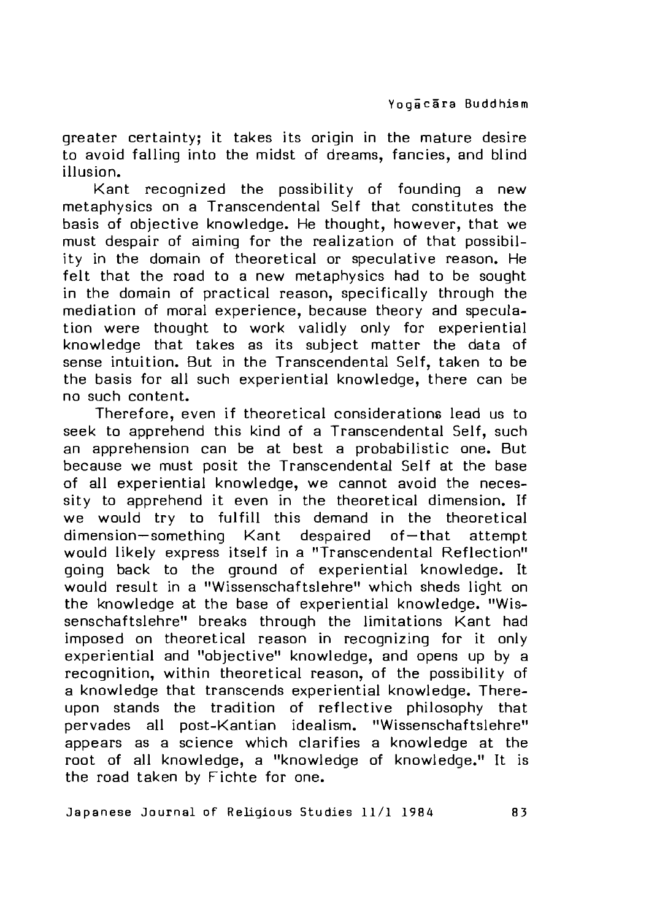greater certainty; it takes its origin in the mature desire to avoid falling into the midst of dreams, fancies, and blind illusion.

Kant recognized the possibility of founding a new metaphysics on a Transcendental Self that constitutes the basis of objective knowledge. He thought, however, that we must despair of aiming for the realization of that possibility in the domain of theoretical or speculative reason. He felt that the road to a new metaphysics had to be sought in the domain of practical reason, specifically through the mediation of moral experience, because theory and speculation were thought to work validly only for experiential knowledge that takes as its subject matter the data of sense intuition. But in the Transcendental Self, taken to be the basis for all such experiential knowledge, there can be no such content.

Therefore, even if theoretical considerations lead us to seek to apprehend this kind of a Transcendental Self, such an apprehension can be at best a probabilistic one. But because we must posit the Transcendental Self at the base of all experiential knowledge, we cannot avoid the necessity to apprehend it even in the theoretical dimension. If we would try to fulfill this demand in the theoretical dimension—something Kant despaired of—that attempt would likely express itself in a "Transcendental Reflection" going back to the ground of experiential knowledge. It would result in a "Wissenschaftslehre" which sheds light on the knowledge at the base of experiential knowledge. "Wissenschaftslehre" breaks through the limitations Kant had imposed on theoretical reason in recognizing for it only experiential and "objective" knowledge, and opens up by a recognition, within theoretical reason, of the possibility of a knowledge that transcends experiential knowledge. Thereupon stands the tradition of reflective philosophy that pervades all post-Kantian idealism. "Wissenschaftslehre" appears as a science which clarifies a knowledge at the root of all knowledge, a "knowledge of knowledge." It is the road taken by Fichte for one.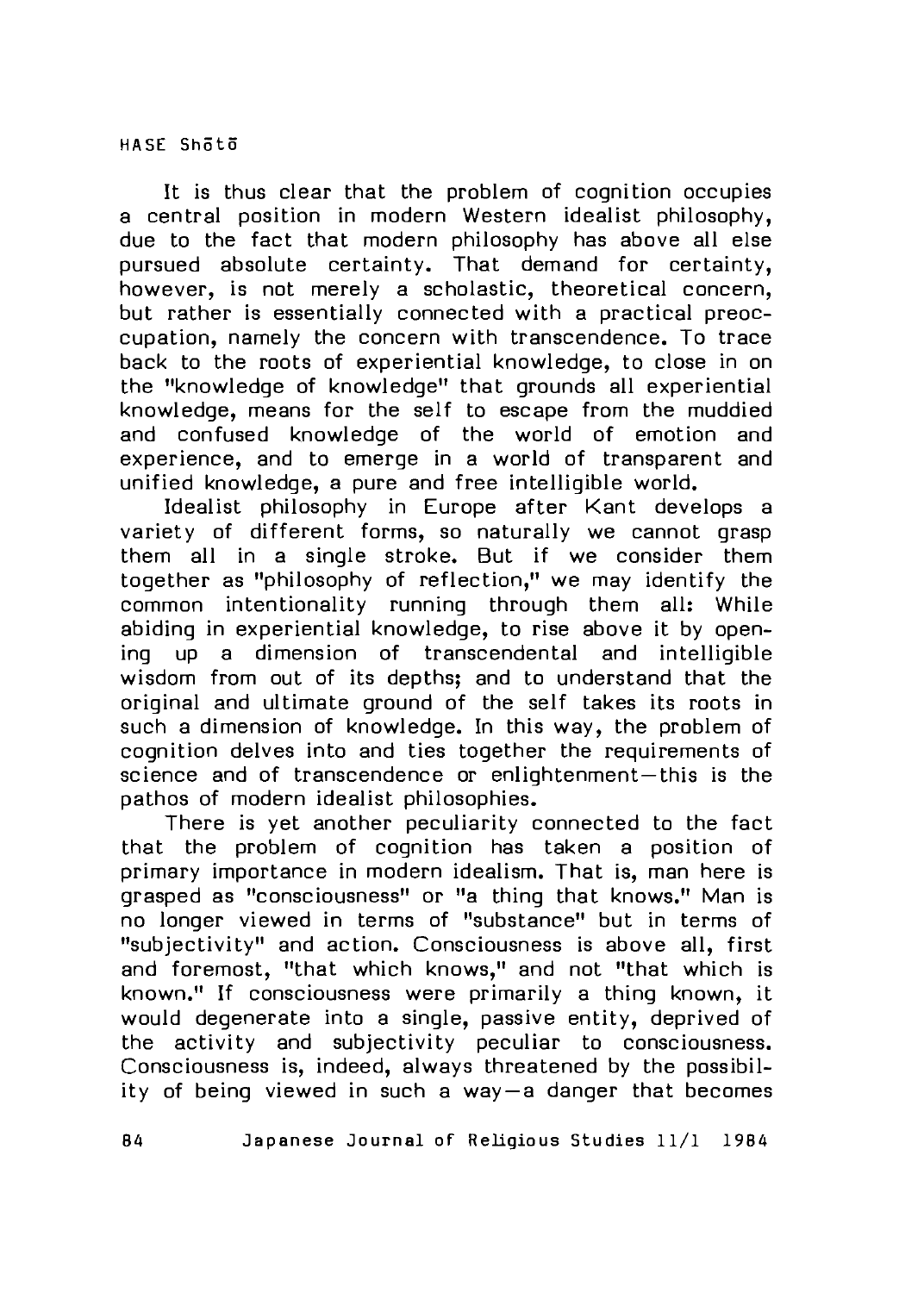It is thus clear that the problem of cognition occupies a central position in modern Western idealist philosophy, due to the fact that modern philosophy has above all else pursued absolute certainty. That demand for certainty, however, is not merely a scholastic, theoretical concern, but rather is essentially connected with a practical preoccupation, namely the concern with transcendence. To trace back to the roots of experiential knowledge, to close in on the "knowledge of knowledge" that grounds all experiential knowledge, means for the self to escape from the muddied and confused knowledge of the world of emotion and experience, and to emerge in a world of transparent and unified knowledge, a pure and free intelligible world.

Idealist philosophy in Europe after Kant develops a variety of different forms, so naturally we cannot grasp them all in a single stroke. But if we consider them together as "philosophy of reflection," we may identify the common intentionality running through them all: While abiding in experiential knowledge, to rise above it by opening up a dimension of transcendental and intelligible wisdom from out of its depths; and to understand that the original and ultimate ground of the self takes its roots in such a dimension of knowledge. In this way, the problem of cognition delves into and ties together the requirements of science and of transcendence or enlightenment—this is the pathos of modern idealist philosophies.

There is yet another peculiarity connected to the fact that the problem of cognition has taken a position of primary importance in modern idealism. That is, man here is grasped as "consciousness" or "a thing that knows." Man is no longer viewed in terms of "substance" but in terms of "subjectivity" and action. Consciousness is above all, first and foremost, "that which knows," and not "that which is known." If consciousness were primarily a thing known, it would degenerate into a single, passive entity, deprived of the activity and subjectivity peculiar to consciousness. Consciousness is, indeed, always threatened by the possibility of being viewed in such a way—a danger that becomes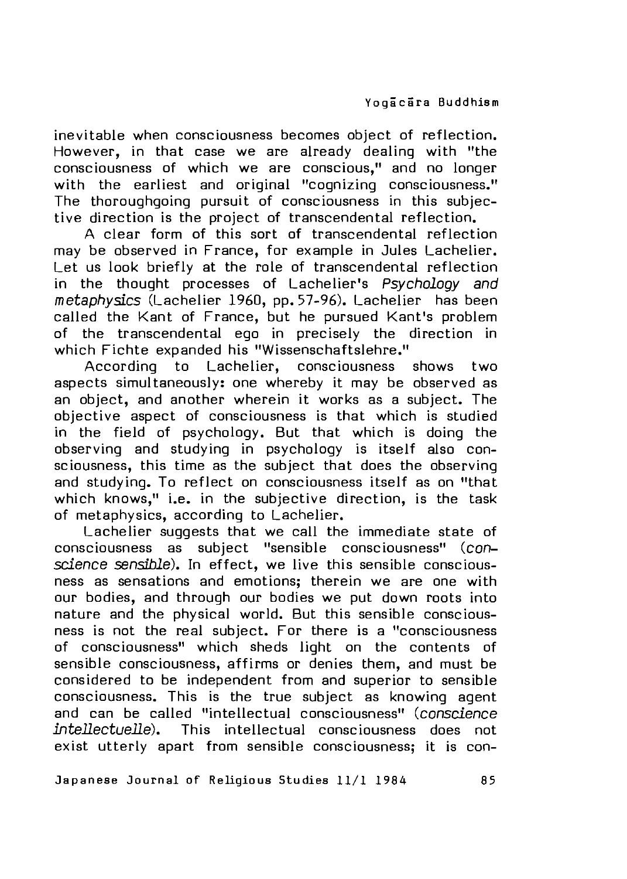inevitable when consciousness becomes object of reflection. However, in that case we are already dealing with "the consciousness of which we are conscious," and no longer with the earliest and original "cognizing consciousness." The thoroughgoing pursuit of consciousness in this subjective direction is the project of transcendental reflection.

A clear form of this sort of transcendental reflection may be observed in France, for example in Jules Lachelier. Let us look briefly at the role of transcendental reflection in the thought processes of Lachelier's *Psychology and metaphysics* (Lachelier 1960, pp. 57-96). Lachelier has been called the Kant of France, but he pursued Kant's problem of the transcendental ego in precisely the direction in which Fichte expanded his "Wissenschaftslehre."

According to Lachelier, consciousness shows two aspects simultaneously: one whereby it may be observed as an object, and another wherein it works as a subject. The objective aspect of consciousness is that which is studied in the field of psychology. But that which is doing the observing and studying in psychology is itself also consciousness, this time as the subject that does the observing and studying. To reflect on consciousness itself as on "that which knows," i.e. in the subjective direction, is the task of metaphysics, according to Lachelier.

Lachelier suggests that we call the immediate state of consciousness as subject "sensible consciousness" (*conscience sensible*). In effect, we live this sensible consciousness as sensations and emotions; therein we are one with our bodies, and through our bodies we put down roots into nature and the physical world. But this sensible consciousness is not the real subject. For there is a "consciousness of consciousness" which sheds light on the contents of sensible consciousness, affirms or denies them, and must be considered to be independent from and superior to sensible consciousness. This is the true subject as knowing agent and can be called "intellectual consciousness" (*conscience intellectuelle*). This intellectual consciousness does not exist utterly apart from sensible consciousness; it is con-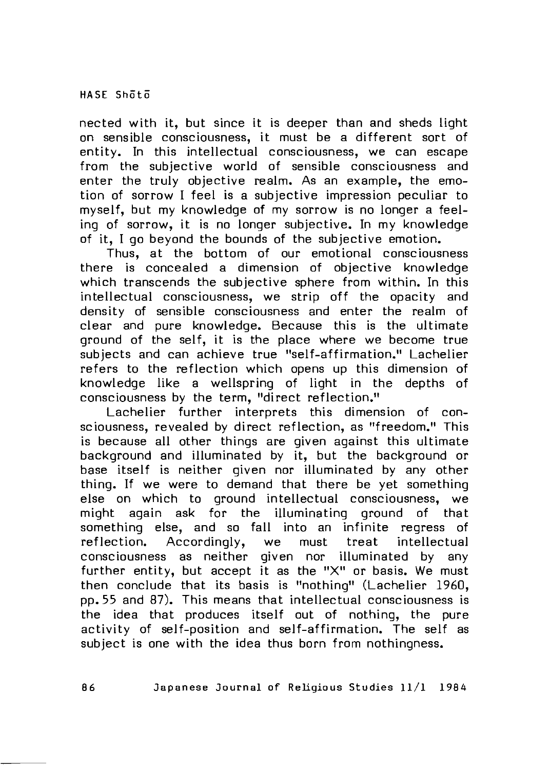nected with it, but since it is deeper than and sheds light on sensible consciousness, it must be a different sort of entity. In this intellectual consciousness, we can escape from the subjective world of sensible consciousness and enter the truly objective realm. As an example, the emotion of sorrow I feel is a subjective impression peculiar to myself, but my knowledge of my sorrow is no longer a feeling of sorrow, it is no longer subjective. In my knowledge of it, I go beyond the bounds of the subjective emotion.

Thus, at the bottom of our emotional consciousness there is concealed a dimension of objective knowledge which transcends the subjective sphere from within. In this intellectual consciousness, we strip off the opacity and density of sensible consciousness and enter the realm of clear and pure knowledge. Because this is the ultimate ground of the self, it is the place where we become true subjects and can achieve true "self-affirmation." Lachelier refers to the reflection which opens up this dimension of knowledge like a wellspring of light in the depths of consciousness by the term, "direct reflection."

Lachelier further interprets this dimension of consciousness, revealed by direct reflection, as "freedom." This is because all other things are given against this ultimate background and illuminated by it, but the background or base itself is neither given nor illuminated by any other thing. If we were to demand that there be yet something else on which to ground intellectual consciousness, we might again ask for the illuminating ground of that something else, and so fall into an infinite regress of reflection. Accordingly, we must treat intellectual consciousness as neither given nor illuminated by any further entity, but accept it as the "X" or basis. We must then conclude that its basis is "nothing" (Lachelier 1960, pp. 55 and 87). This means that intellectual consciousness is the idea that produces itself out of nothing, the pure activity of self-position and self-affirmation. The self as subject is one with the idea thus born from nothingness.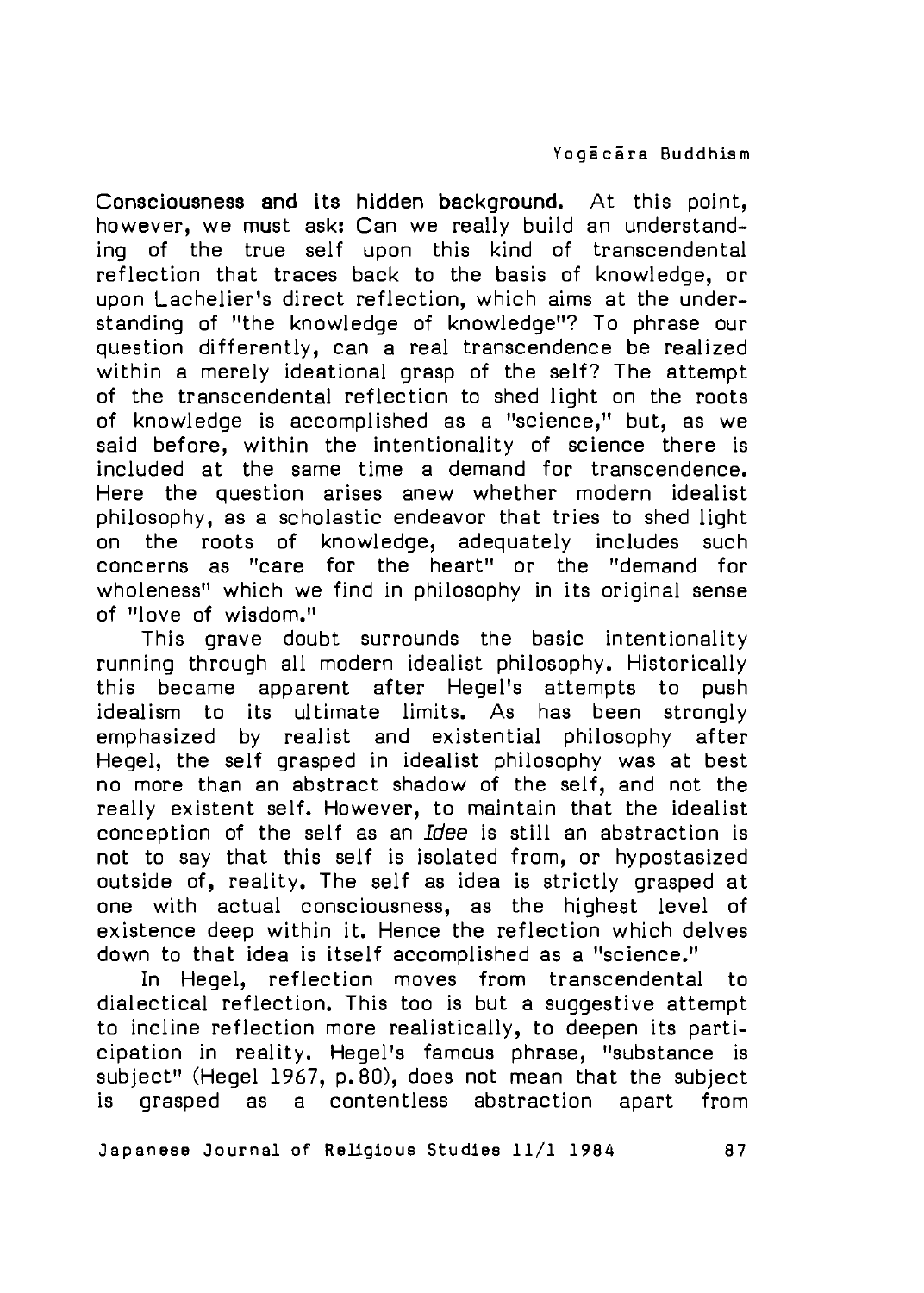**Consciousness and its hidden background.** At this point, however, we must ask: Can we really build an understanding of the true self upon this kind of transcendental reflection that traces back to the basis of knowledge, or upon Lachelier's direct reflection, which aims at the understanding of "the knowledge of knowledge"? To phrase our question differently, can a real transcendence be realized within a merely ideational grasp of the self? The attempt of the transcendental reflection to shed light on the roots of knowledge is accomplished as a "science," but, as we said before, within the intentionality of science there is included at the same time a demand for transcendence. Here the question arises anew whether modern idealist philosophy, as a scholastic endeavor that tries to shed light on the roots of knowledge, adequately includes such concerns as "care for the heart" or the "demand for wholeness" which we find in philosophy in its original sense of "love of wisdom."

This grave doubt surrounds the basic intentionality running through all modern idealist philosophy. Historically this became apparent after Hegel's attempts to push idealism to its ultimate limits. As has been strongly emphasized by realist and existential philosophy after Hegel, the self grasped in idealist philosophy was at best no more than an abstract shadow of the self, and not the really existent self. However, to maintain that the idealist conception of the self as an *Idee* is still an abstraction is not to say that this self is isolated from, or hypostasized outside of, reality. The self as idea is strictly grasped at one with actual consciousness, as the highest level of existence deep within it. Hence the reflection which delves down to that idea is itself accomplished as a "science."

In Hegel, reflection moves from transcendental to dialectical reflection. This too is but a suggestive attempt to incline reflection more realistically, to deepen its participation in reality. Hegel's famous phrase, "substance is subject" (Hegel 1967, p. 80), does not mean that the subject is grasped as a contentless abstraction apart from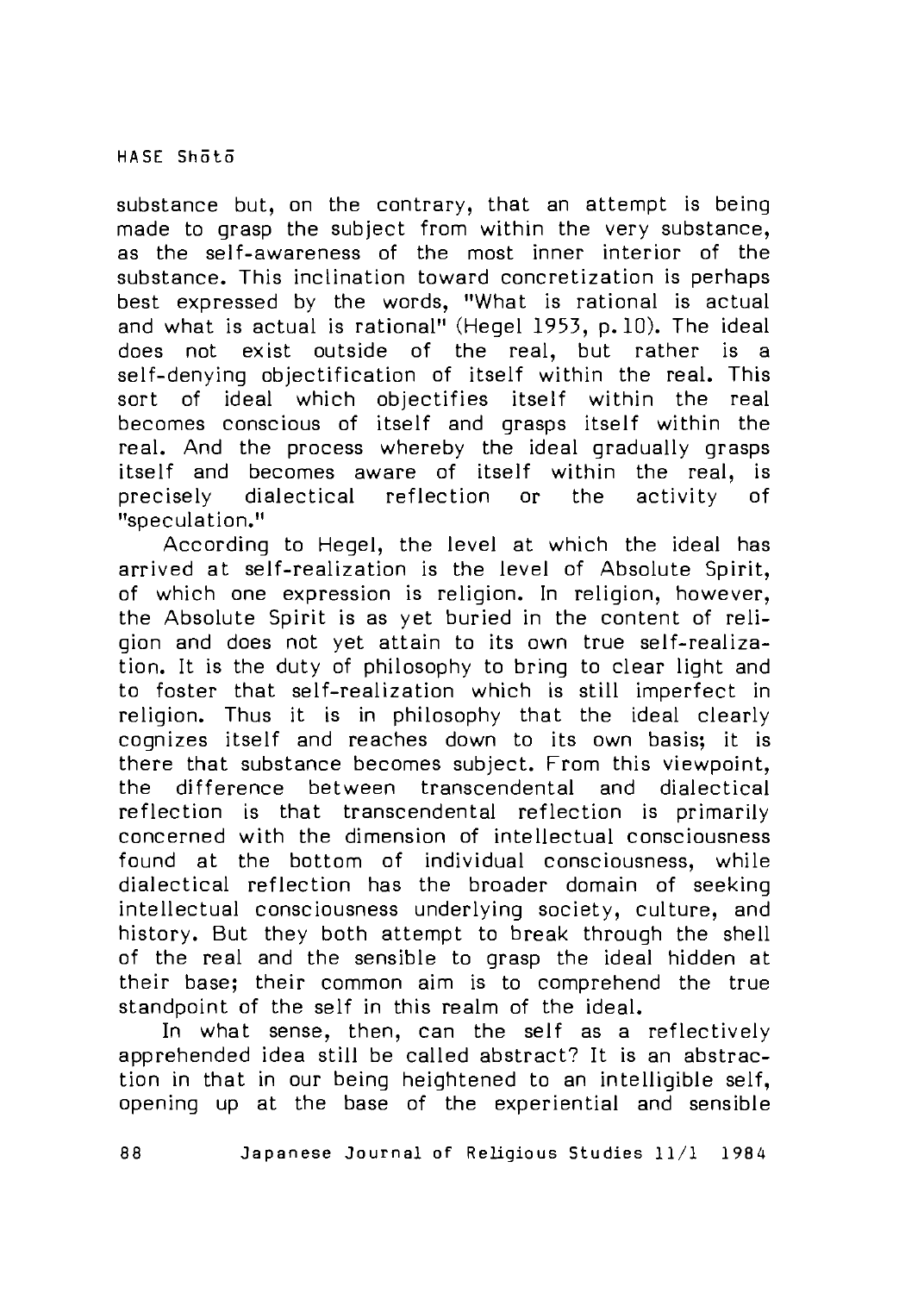substance but, on the contrary, that an attempt is being made to grasp the subject from within the very substance, as the self-awareness of the most inner interior of the substance. This inclination toward concretization is perhaps best expressed by the words, "What is rational is actual and what is actual is rational" (Hegel 1953, p.10). The ideal does not exist outside of the real, but rather is a self-denying objectification of itself within the real. This sort of ideal which objectifies itself within the real becomes conscious of itself and grasps itself within the real. And the process whereby the ideal gradually grasps itself and becomes aware of itself within the real, is precisely dialectical reflection or the activity of "speculation."

According to Hegel, the level at which the ideal has arrived at self-realization is the level of Absolute Spirit, of which one expression is religion. In religion, however, the Absolute Spirit is as yet buried in the content of religion and does not yet attain to its own true self-realization. It is the duty of philosophy to bring to clear light and to foster that self-realization which is still imperfect in religion. Thus it is in philosophy that the ideal clearly cognizes itself and reaches down to its own basis; it is there that substance becomes subject. From this viewpoint, the difference between transcendental and dialectical reflection is that transcendental reflection is primarily concerned with the dimension of intellectual consciousness found at the bottom of individual consciousness, while dialectical reflection has the broader domain of seeking intellectual consciousness underlying society, culture, and history. But they both attempt to break through the shell of the real and the sensible to grasp the ideal hidden at their base; their common aim is to comprehend the true standpoint of the self in this realm of the ideal.

In what sense, then, can the self as a reflectively apprehended idea still be called abstract? It is an abstraction in that in our being heightened to an intelligible self, opening up at the base of the experiential and sensible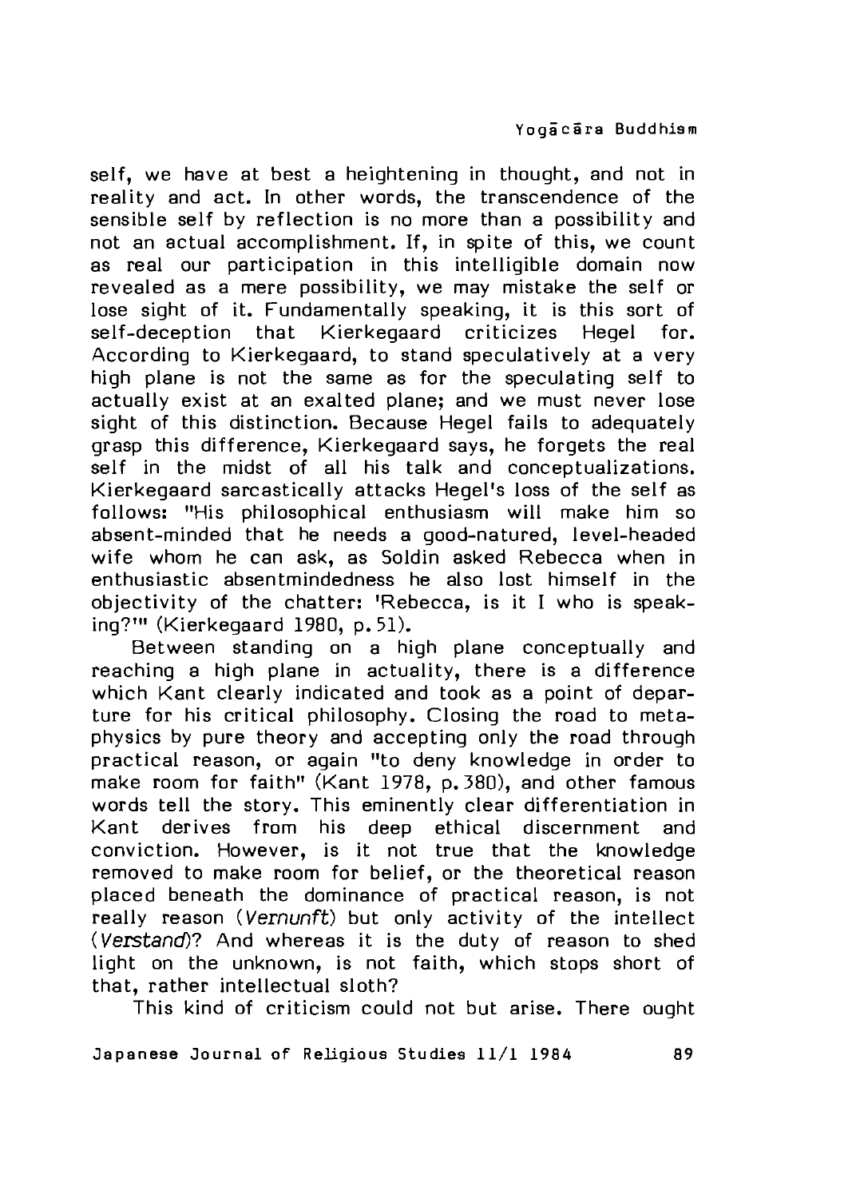self, we have at best a heightening in thought, and not in reality and act. In other words, the transcendence of the sensible self by reflection is no more than a possibility and not an actual accomplishment. If, in spite of this, we count as real our participation in this intelligible domain now revealed as a mere possibility, we may mistake the self or lose sight of it. Fundamentally speaking, it is this sort of self-deception that Kierkegaard criticizes Hegel for. According to Kierkegaard, to stand speculatively at a very high plane is not the same as for the speculating self to actually exist at an exalted plane; and we must never lose sight of this distinction. Because Hegel fails to adequately grasp this difference, Kierkegaard says, he forgets the real self in the midst of all his talk and conceptualizations. Kierkegaard sarcastically attacks Hegel's loss of the self as follows: "His philosophical enthusiasm will make him so absent-minded that he needs a good-natured, level-headed wife whom he can ask, as Soldin asked Rebecca when in enthusiastic absentmindedness he also lost himself in the objectivity of the chatter: 'Rebecca, is it I who is speaking?'" (Kierkegaard 1980, p.51).

Between standing on a high plane conceptually and reaching a high plane in actuality, there is a difference which Kant clearly indicated and took as a point of departure for his critical philosophy. Closing the road to metaphysics by pure theory and accepting only the road through practical reason, or again "to deny knowledge in order to make room for faith" (Kant 1978, p.380), and other famous words tell the story. This eminently clear differentiation in Kant derives from his deep ethical discernment and conviction. However, is it not true that the knowledge removed to make room for belief, or the theoretical reason placed beneath the dominance of practical reason, is not really reason (*Vernunft*) but only activity of the intellect (*Verstand*)? And whereas it is the duty of reason to shed light on the unknown, is not faith, which stops short of that, rather intellectual sloth?

This kind of criticism could not but arise. There ought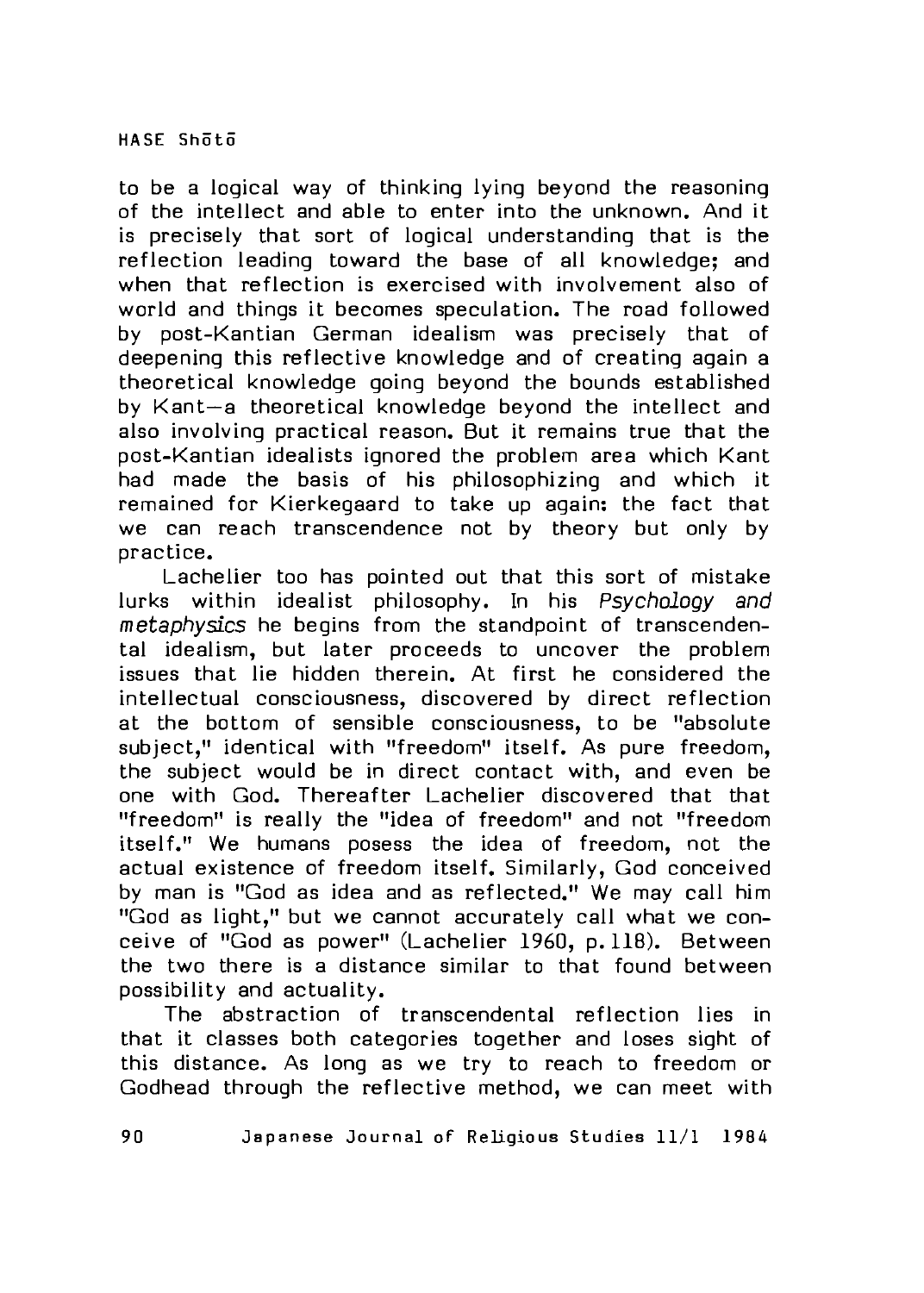to be a logical way of thinking lying beyond the reasoning of the intellect and able to enter into the unknown. And it is precisely that sort of logical understanding that is the reflection leading toward the base of all knowledge; and when that reflection is exercised with involvement also of world and things it becomes speculation. The road followed by post-Kantian German idealism was precisely that of deepening this reflective knowledge and of creating again a theoretical knowledge going beyond the bounds established by Kant—a theoretical knowledge beyond the intellect and also involving practical reason. But it remains true that the post-Kantian idealists ignored the problem area which Kant had made the basis of his philosophizing and which it remained for Kierkegaard to take up again: the fact that we can reach transcendence not by theory but only by practice.

Lachelier too has pointed out that this sort of mistake lurks within idealist philosophy. In his *Psychology and metaphysics* he begins from the standpoint of transcendental idealism, but later proceeds to uncover the problem issues that lie hidden therein. At first he considered the intellectual consciousness, discovered by direct reflection at the bottom of sensible consciousness, to be "absolute subject," identical with "freedom" itself. As pure freedom, the subject would be in direct contact with, and even be one with God. Thereafter Lachelier discovered that that "freedom" is really the "idea of freedom" and not "freedom itself." We humans posess the idea of freedom, not the actual existence of freedom itself. Similarly, God conceived by man is "God as idea and as reflected." We may call him "God as light," but we cannot accurately call what we conceive of "God as power" (Lachelier 1960, p. 118). Between the two there is a distance similar to that found between possibility and actuality.

The abstraction of transcendental reflection lies in that it classes both categories together and loses sight of this distance. As long as we try to reach to freedom or Godhead through the reflective method, we can meet with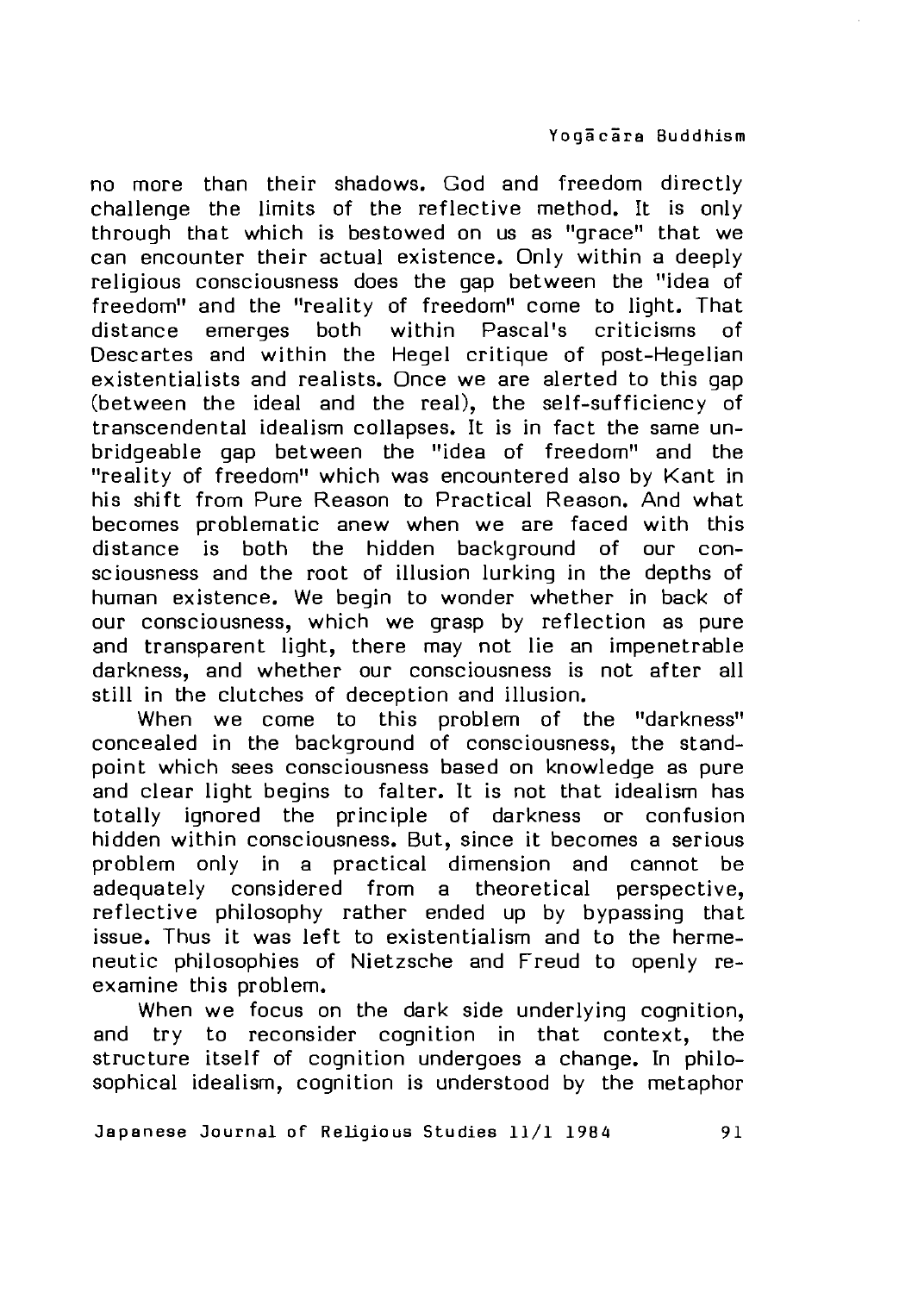no more than their shadows. God and freedom directly challenge the limits of the reflective method. It is only through that which is bestowed on us as "grace" that we can encounter their actual existence. Only within a deeply religious consciousness does the gap between the "idea of freedom" and the "reality of freedom" come to light. That distance emerges both within Pascal's criticisms of Descartes and within the Hegel critique of post-Hegelian existentialists and realists. Once we are alerted to this gap (between the ideal and the real), the self-sufficiency of transcendental idealism collapses. It is in fact the same unbridgeable gap between the "idea of freedom" and the "reality of freedom" which was encountered also by Kant in his shift from Pure Reason to Practical Reason. And what becomes problematic anew when we are faced with this distance is both the hidden background of our consciousness and the root of illusion lurking in the depths of human existence. We begin to wonder whether in back of our consciousness, which we grasp by reflection as pure and transparent light, there may not lie an impenetrable darkness, and whether our consciousness is not after all still in the clutches of deception and illusion.

When we come to this problem of the "darkness" concealed in the background of consciousness, the standpoint which sees consciousness based on knowledge as pure and clear light begins to falter. It is not that idealism has totally ignored the principle of darkness or confusion hidden within consciousness. But, since it becomes a serious problem only in a practical dimension and cannot be adequately considered from a theoretical perspective, reflective philosophy rather ended up by bypassing that issue. Thus it was left to existentialism and to the hermeneutic philosophies of Nietzsche and Freud to openly reexamine this problem.

When we focus on the dark side underlying cognition, and try to reconsider cognition in that context, the structure itself of cognition undergoes a change. In philosophical idealism, cognition is understood by the metaphor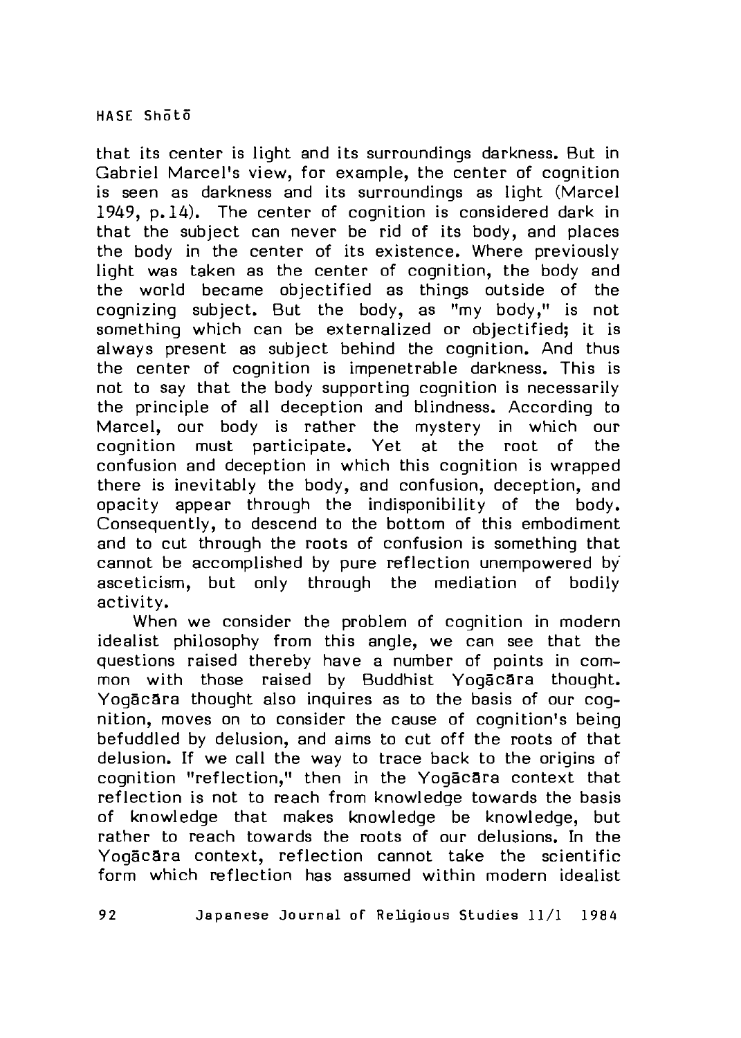that its center is light and its surroundings darkness. But in Gabriel Marcel's view, for example, the center of cognition is seen as darkness and its surroundings as light (Marcel 1949, p.14). The center of cognition is considered dark in that the subject can never be rid of its body, and places the body in the center of its existence. Where previously light was taken as the center of cognition, the body and the world became objectified as things outside of the cognizing subject. But the body, as "my body," is not something which can be externalized or objectified; it is always present as subject behind the cognition. And thus the center of cognition is impenetrable darkness. This is not to say that the body supporting cognition is necessarily the principle of all deception and blindness. According to Marcel, our body is rather the mystery in which our cognition must participate. Yet at the root of the confusion and deception in which this cognition is wrapped there is inevitably the body, and confusion, deception, and opacity appear through the indisponibility of the body. Consequently, to descend to the bottom of this embodiment and to cut through the roots of confusion is something that cannot be accomplished by pure reflection unempowered by asceticism, but only through the mediation of bodily activity.

When we consider the problem of cognition in modern idealist philosophy from this angle, we can see that the questions raised thereby have a number of points in common with those raised by Buddhist Yogācāra thought. Yogācāra thought also inquires as to the basis of our cognition, moves on to consider the cause of cognition's being befuddled by delusion, and aims to cut off the roots of that delusion. If we call the way to trace back to the origins of cognition "reflection," then in the Yogācāra context that reflection is not to reach from knowledge towards the basis of knowledge that makes knowledge be knowledge, but rather to reach towards the roots of our delusions. In the Yogācāra context, reflection cannot take the scientific form which reflection has assumed within modern idealist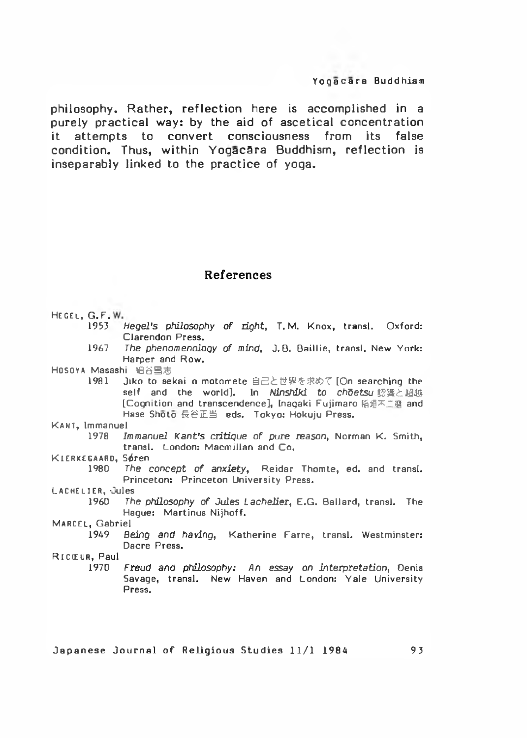philosophy. Rather, reflection here is accomplished in a purely practical way: by the aid of ascetical concentration it attempts to convert consciousness from its false condition. Thus, within Yogācāra Buddhism, reflection is inseparably linked to the practice of yoga.

## References

HEGEL, G.F.W.

1953 *Hegel's philosophy of right*, T.M. Knox, transl. Oxford: Clarendon Press.

1967 *The phenomenology of mind*, J.B. Baillie, transl. New York: Harper and Row.

HOSOYA Masashi 細谷昌志

1981 Jiko to sekai o motomete 自己と世界を求めて [On searching the self and the world]. In *Ninshiki to chōetsu* 認識と超越 [Cognition and transcendence], Inagaki Fujimaro 稲垣不二麿 and Hase Shōtō 長谷正当 eds. Tokyo: Hokuju Press.

KANT, Immanuel

1978 *Immanuel Kant's critique of pure reason*, Norman K. Smith, transl. London: Macmillan and Co.

KIERKEGAARD, Søren

1980 *The concept of anxiety*, Reidar Thomte, ed. and transl. Princeton: Princeton University Press.

LACHELIER, Jules

1960 *The philosophy of Jules Lachelier*, E.G. Ballard, transl. The Hague: Martinus Nijhoff.

MARCEL, Gabriel

1949 *Being and having*, Katherine Farre, transl. Westminster: Dacre Press.

RICŒUR, Paul

1970 *Freud and philosophy: An essay on interpretation*, Denis Savage, transl. New Haven and London: Yale University Press.